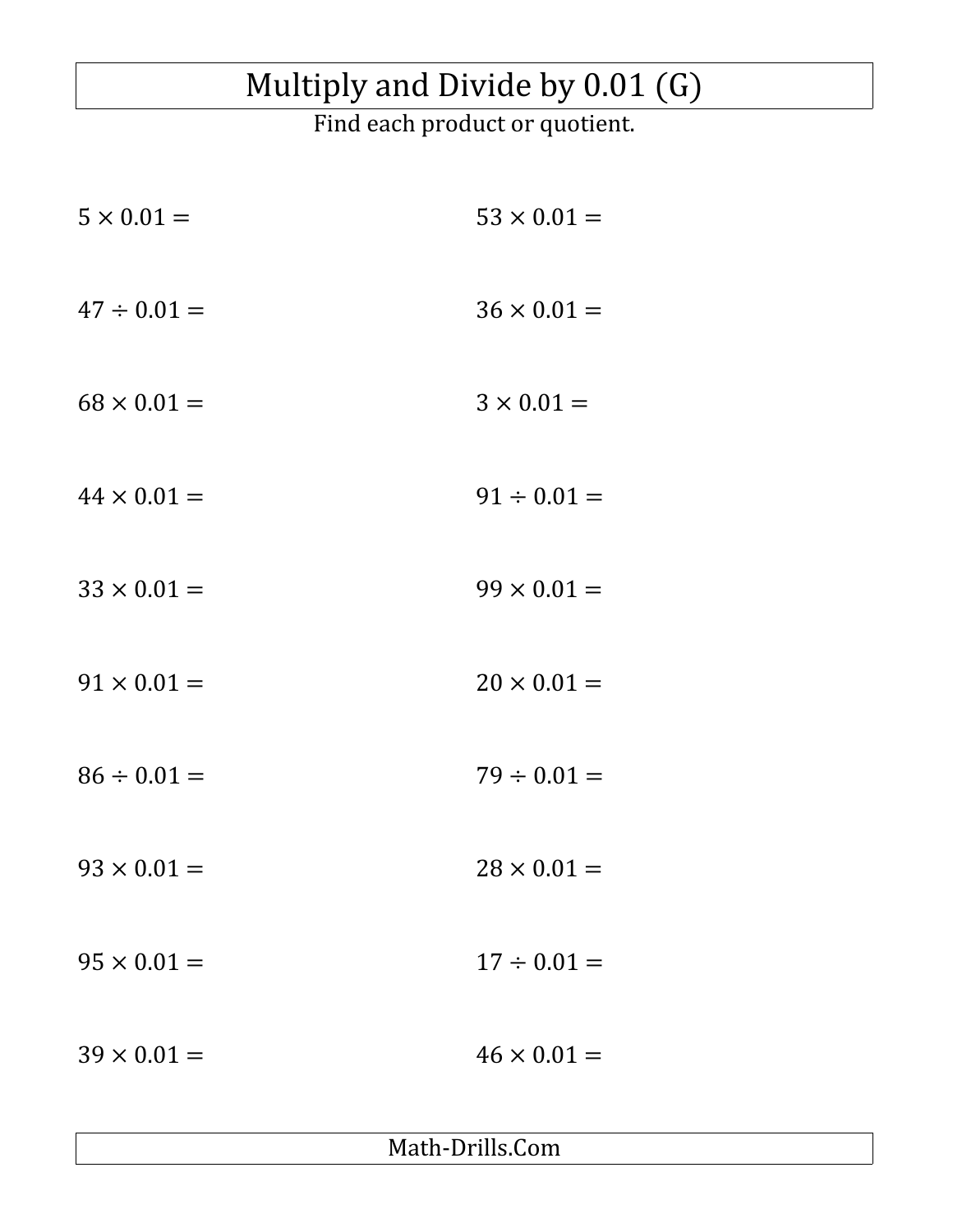# Multiply and Divide by 0.01 (G)

Find each product or quotient.

$5 \times 0.01 =$

$53 \times 0.01 =$

$47 \div 0.01 =$

$36 \times 0.01 =$

$68 \times 0.01 =$

$3 \times 0.01 =$

$44 \times 0.01 =$

$91 \div 0.01 =$

$33 \times 0.01 =$

$99 \times 0.01 =$

$91 \times 0.01 =$

$20 \times 0.01 =$

$86 \div 0.01 =$

$79 \div 0.01 =$

$93 \times 0.01 =$

$28 \times 0.01 =$

$95 \times 0.01 =$

$17 \div 0.01 =$

$39 \times 0.01 =$

$46 \times 0.01 =$

Math-Drills.Com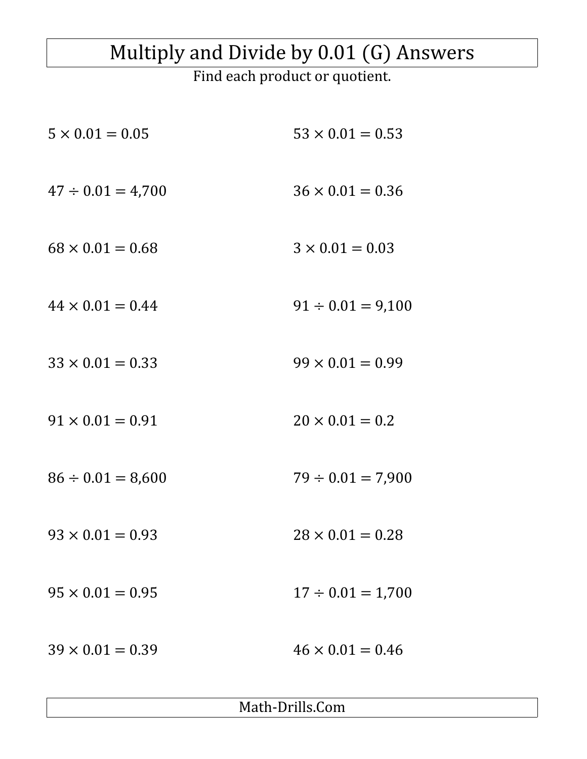# Multiply and Divide by 0.01 (G) Answers

Find each product or quotient.

$5 \times 0.01 = 0.05$

$53 \times 0.01 = 0.53$

$47 \div 0.01 = 4{,}700$

$36 \times 0.01 = 0.36$

$68 \times 0.01 = 0.68$

$3 \times 0.01 = 0.03$

$44 \times 0.01 = 0.44$

$91 \div 0.01 = 9{,}100$

$33 \times 0.01 = 0.33$

$99 \times 0.01 = 0.99$

$91 \times 0.01 = 0.91$

$20 \times 0.01 = 0.2$

$86 \div 0.01 = 8{,}600$

$79 \div 0.01 = 7{,}900$

$93 \times 0.01 = 0.93$

$28 \times 0.01 = 0.28$

$95 \times 0.01 = 0.95$

$17 \div 0.01 = 1{,}700$

$39 \times 0.01 = 0.39$

$46 \times 0.01 = 0.46$

Math-Drills.Com